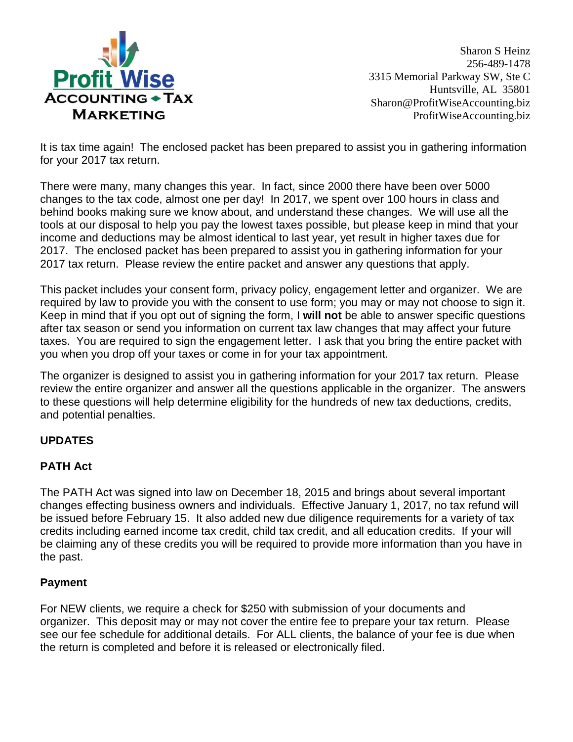Profit Wise
ACCOUNTING ◆ TAX
MARKETING

Sharon S Heinz
256-489-1478
3315 Memorial Parkway SW, Ste C
Huntsville, AL 35801
Sharon@ProfitWiseAccounting.biz
ProfitWiseAccounting.biz

It is tax time again! The enclosed packet has been prepared to assist you in gathering information for your 2017 tax return.

There were many, many changes this year. In fact, since 2000 there have been over 5000 changes to the tax code, almost one per day! In 2017, we spent over 100 hours in class and behind books making sure we know about, and understand these changes. We will use all the tools at our disposal to help you pay the lowest taxes possible, but please keep in mind that your income and deductions may be almost identical to last year, yet result in higher taxes due for 2017. The enclosed packet has been prepared to assist you in gathering information for your 2017 tax return. Please review the entire packet and answer any questions that apply.

This packet includes your consent form, privacy policy, engagement letter and organizer. We are required by law to provide you with the consent to use form; you may or may not choose to sign it. Keep in mind that if you opt out of signing the form, I **will not** be able to answer specific questions after tax season or send you information on current tax law changes that may affect your future taxes. You are required to sign the engagement letter. I ask that you bring the entire packet with you when you drop off your taxes or come in for your tax appointment.

The organizer is designed to assist you in gathering information for your 2017 tax return. Please review the entire organizer and answer all the questions applicable in the organizer. The answers to these questions will help determine eligibility for the hundreds of new tax deductions, credits, and potential penalties.

**UPDATES**

**PATH Act**

The PATH Act was signed into law on December 18, 2015 and brings about several important changes effecting business owners and individuals. Effective January 1, 2017, no tax refund will be issued before February 15. It also added new due diligence requirements for a variety of tax credits including earned income tax credit, child tax credit, and all education credits. If your will be claiming any of these credits you will be required to provide more information than you have in the past.

**Payment**

For NEW clients, we require a check for $250 with submission of your documents and organizer. This deposit may or may not cover the entire fee to prepare your tax return. Please see our fee schedule for additional details. For ALL clients, the balance of your fee is due when the return is completed and before it is released or electronically filed.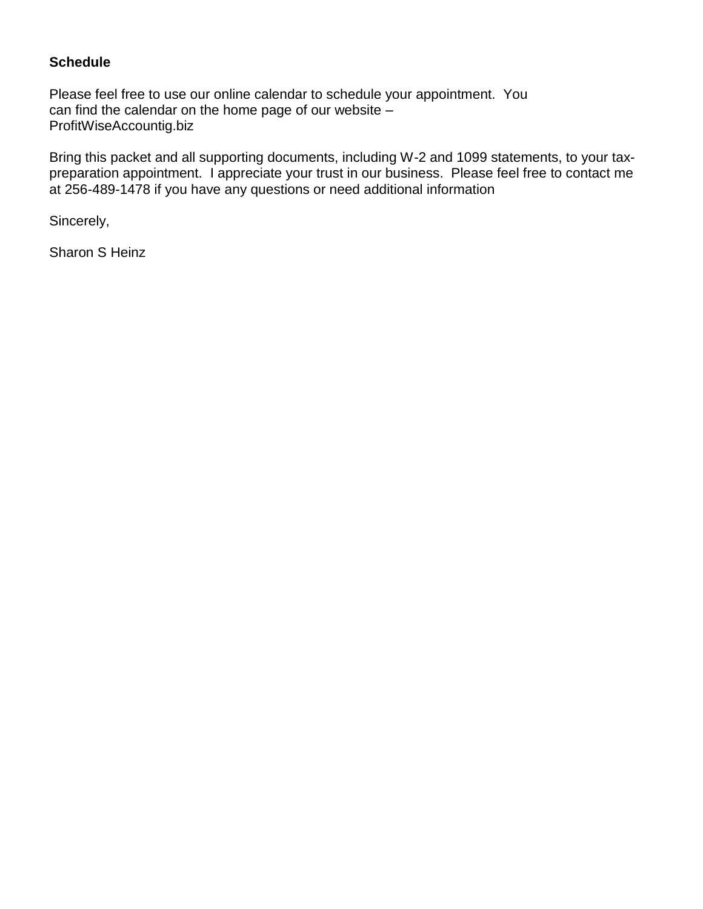**Schedule**

Please feel free to use our online calendar to schedule your appointment. You can find the calendar on the home page of our website – ProfitWiseAccountig.biz

Bring this packet and all supporting documents, including W-2 and 1099 statements, to your tax-preparation appointment. I appreciate your trust in our business. Please feel free to contact me at 256-489-1478 if you have any questions or need additional information

Sincerely,

Sharon S Heinz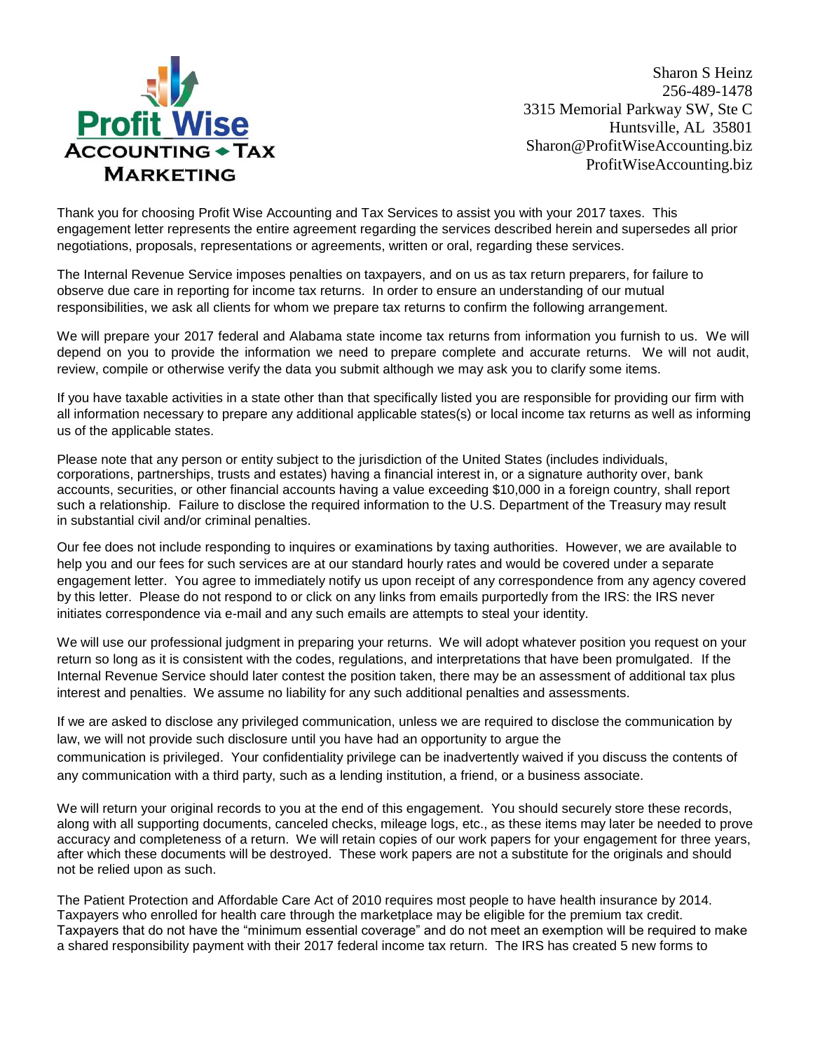**Profit Wise**
**ACCOUNTING ◆ TAX**
**MARKETING**

Sharon S Heinz
256-489-1478
3315 Memorial Parkway SW, Ste C
Huntsville, AL 35801
Sharon@ProfitWiseAccounting.biz
ProfitWiseAccounting.biz

Thank you for choosing Profit Wise Accounting and Tax Services to assist you with your 2017 taxes. This engagement letter represents the entire agreement regarding the services described herein and supersedes all prior negotiations, proposals, representations or agreements, written or oral, regarding these services.

The Internal Revenue Service imposes penalties on taxpayers, and on us as tax return preparers, for failure to observe due care in reporting for income tax returns. In order to ensure an understanding of our mutual responsibilities, we ask all clients for whom we prepare tax returns to confirm the following arrangement.

We will prepare your 2017 federal and Alabama state income tax returns from information you furnish to us. We will depend on you to provide the information we need to prepare complete and accurate returns. We will not audit, review, compile or otherwise verify the data you submit although we may ask you to clarify some items.

If you have taxable activities in a state other than that specifically listed you are responsible for providing our firm with all information necessary to prepare any additional applicable states(s) or local income tax returns as well as informing us of the applicable states.

Please note that any person or entity subject to the jurisdiction of the United States (includes individuals, corporations, partnerships, trusts and estates) having a financial interest in, or a signature authority over, bank accounts, securities, or other financial accounts having a value exceeding $10,000 in a foreign country, shall report such a relationship. Failure to disclose the required information to the U.S. Department of the Treasury may result in substantial civil and/or criminal penalties.

Our fee does not include responding to inquires or examinations by taxing authorities. However, we are available to help you and our fees for such services are at our standard hourly rates and would be covered under a separate engagement letter. You agree to immediately notify us upon receipt of any correspondence from any agency covered by this letter. Please do not respond to or click on any links from emails purportedly from the IRS: the IRS never initiates correspondence via e-mail and any such emails are attempts to steal your identity.

We will use our professional judgment in preparing your returns. We will adopt whatever position you request on your return so long as it is consistent with the codes, regulations, and interpretations that have been promulgated. If the Internal Revenue Service should later contest the position taken, there may be an assessment of additional tax plus interest and penalties. We assume no liability for any such additional penalties and assessments.

If we are asked to disclose any privileged communication, unless we are required to disclose the communication by law, we will not provide such disclosure until you have had an opportunity to argue the communication is privileged. Your confidentiality privilege can be inadvertently waived if you discuss the contents of any communication with a third party, such as a lending institution, a friend, or a business associate.

We will return your original records to you at the end of this engagement. You should securely store these records, along with all supporting documents, canceled checks, mileage logs, etc., as these items may later be needed to prove accuracy and completeness of a return. We will retain copies of our work papers for your engagement for three years, after which these documents will be destroyed. These work papers are not a substitute for the originals and should not be relied upon as such.

The Patient Protection and Affordable Care Act of 2010 requires most people to have health insurance by 2014. Taxpayers who enrolled for health care through the marketplace may be eligible for the premium tax credit. Taxpayers that do not have the "minimum essential coverage" and do not meet an exemption will be required to make a shared responsibility payment with their 2017 federal income tax return. The IRS has created 5 new forms to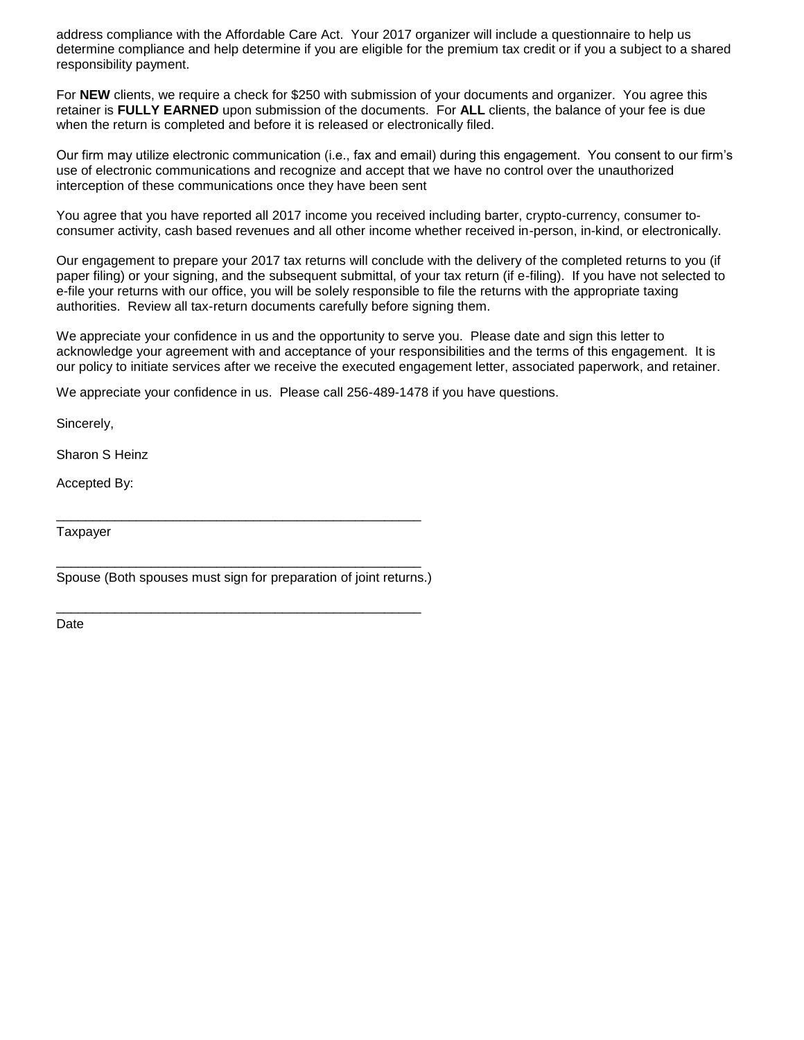address compliance with the Affordable Care Act. Your 2017 organizer will include a questionnaire to help us determine compliance and help determine if you are eligible for the premium tax credit or if you a subject to a shared responsibility payment.

For **NEW** clients, we require a check for $250 with submission of your documents and organizer. You agree this retainer is **FULLY EARNED** upon submission of the documents. For **ALL** clients, the balance of your fee is due when the return is completed and before it is released or electronically filed.

Our firm may utilize electronic communication (i.e., fax and email) during this engagement. You consent to our firm's use of electronic communications and recognize and accept that we have no control over the unauthorized interception of these communications once they have been sent

You agree that you have reported all 2017 income you received including barter, crypto-currency, consumer to-consumer activity, cash based revenues and all other income whether received in-person, in-kind, or electronically.

Our engagement to prepare your 2017 tax returns will conclude with the delivery of the completed returns to you (if paper filing) or your signing, and the subsequent submittal, of your tax return (if e-filing). If you have not selected to e-file your returns with our office, you will be solely responsible to file the returns with the appropriate taxing authorities. Review all tax-return documents carefully before signing them.

We appreciate your confidence in us and the opportunity to serve you. Please date and sign this letter to acknowledge your agreement with and acceptance of your responsibilities and the terms of this engagement. It is our policy to initiate services after we receive the executed engagement letter, associated paperwork, and retainer.

We appreciate your confidence in us. Please call 256-489-1478 if you have questions.

Sincerely,

Sharon S Heinz

Accepted By:

\_\_\_\_\_\_\_\_\_\_\_\_\_\_\_\_\_\_\_\_\_\_\_\_\_\_\_\_\_\_\_\_\_\_\_\_\_\_\_\_\_\_\_\_\_\_\_\_

Taxpayer

\_\_\_\_\_\_\_\_\_\_\_\_\_\_\_\_\_\_\_\_\_\_\_\_\_\_\_\_\_\_\_\_\_\_\_\_\_\_\_\_\_\_\_\_\_\_\_\_

Spouse (Both spouses must sign for preparation of joint returns.)

\_\_\_\_\_\_\_\_\_\_\_\_\_\_\_\_\_\_\_\_\_\_\_\_\_\_\_\_\_\_\_\_\_\_\_\_\_\_\_\_\_\_\_\_\_\_\_\_

Date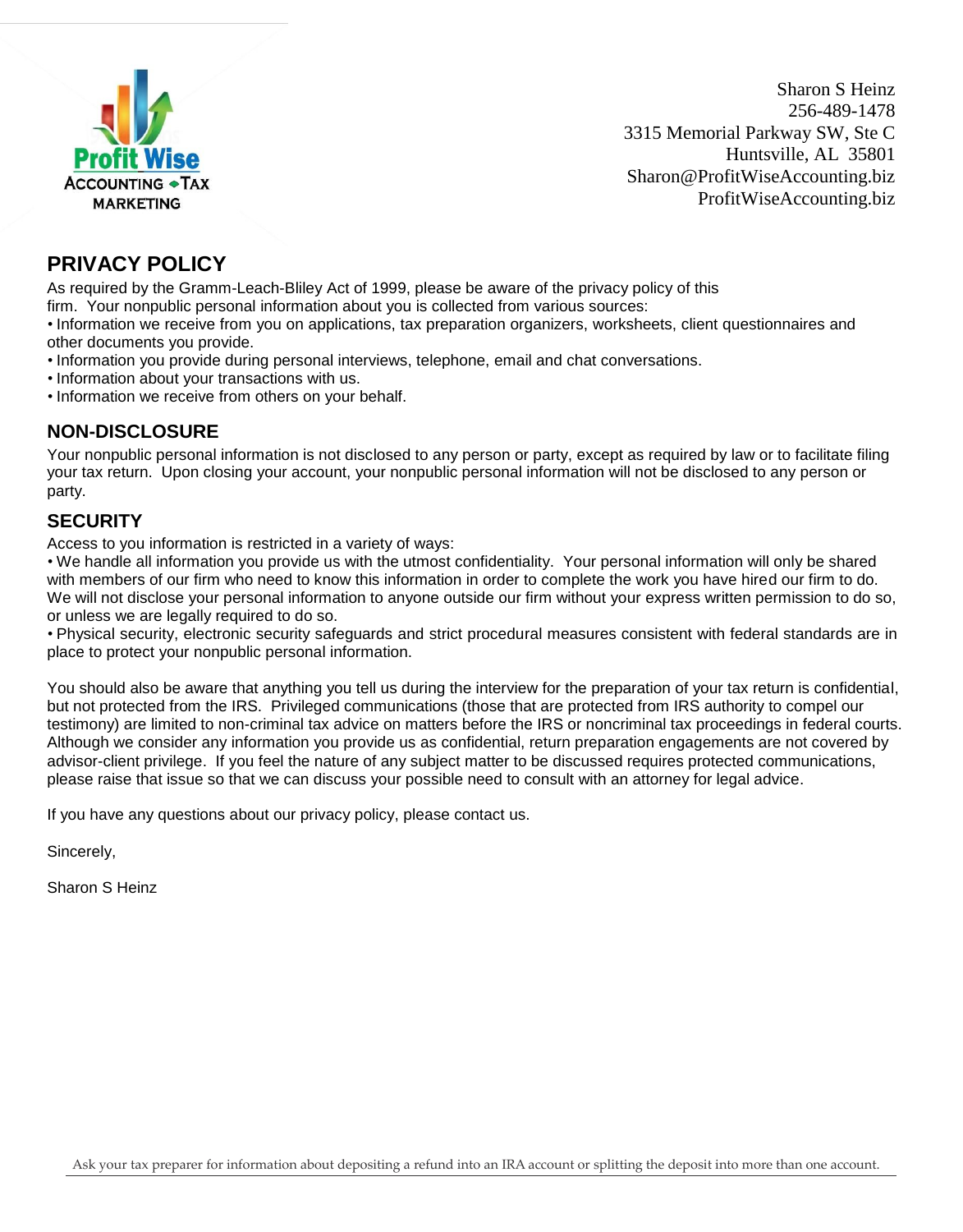Profit Wise
ACCOUNTING • TAX
MARKETING

Sharon S Heinz
256-489-1478
3315 Memorial Parkway SW, Ste C
Huntsville, AL 35801
Sharon@ProfitWiseAccounting.biz
ProfitWiseAccounting.biz

## PRIVACY POLICY

As required by the Gramm-Leach-Bliley Act of 1999, please be aware of the privacy policy of this firm. Your nonpublic personal information about you is collected from various sources:

- Information we receive from you on applications, tax preparation organizers, worksheets, client questionnaires and other documents you provide.
- Information you provide during personal interviews, telephone, email and chat conversations.
- Information about your transactions with us.
- Information we receive from others on your behalf.

### NON-DISCLOSURE

Your nonpublic personal information is not disclosed to any person or party, except as required by law or to facilitate filing your tax return. Upon closing your account, your nonpublic personal information will not be disclosed to any person or party.

### SECURITY

Access to you information is restricted in a variety of ways:

- We handle all information you provide us with the utmost confidentiality. Your personal information will only be shared with members of our firm who need to know this information in order to complete the work you have hired our firm to do. We will not disclose your personal information to anyone outside our firm without your express written permission to do so, or unless we are legally required to do so.
- Physical security, electronic security safeguards and strict procedural measures consistent with federal standards are in place to protect your nonpublic personal information.

You should also be aware that anything you tell us during the interview for the preparation of your tax return is confidential, but not protected from the IRS. Privileged communications (those that are protected from IRS authority to compel our testimony) are limited to non-criminal tax advice on matters before the IRS or noncriminal tax proceedings in federal courts. Although we consider any information you provide us as confidential, return preparation engagements are not covered by advisor-client privilege. If you feel the nature of any subject matter to be discussed requires protected communications, please raise that issue so that we can discuss your possible need to consult with an attorney for legal advice.

If you have any questions about our privacy policy, please contact us.

Sincerely,

Sharon S Heinz

Ask your tax preparer for information about depositing a refund into an IRA account or splitting the deposit into more than one account.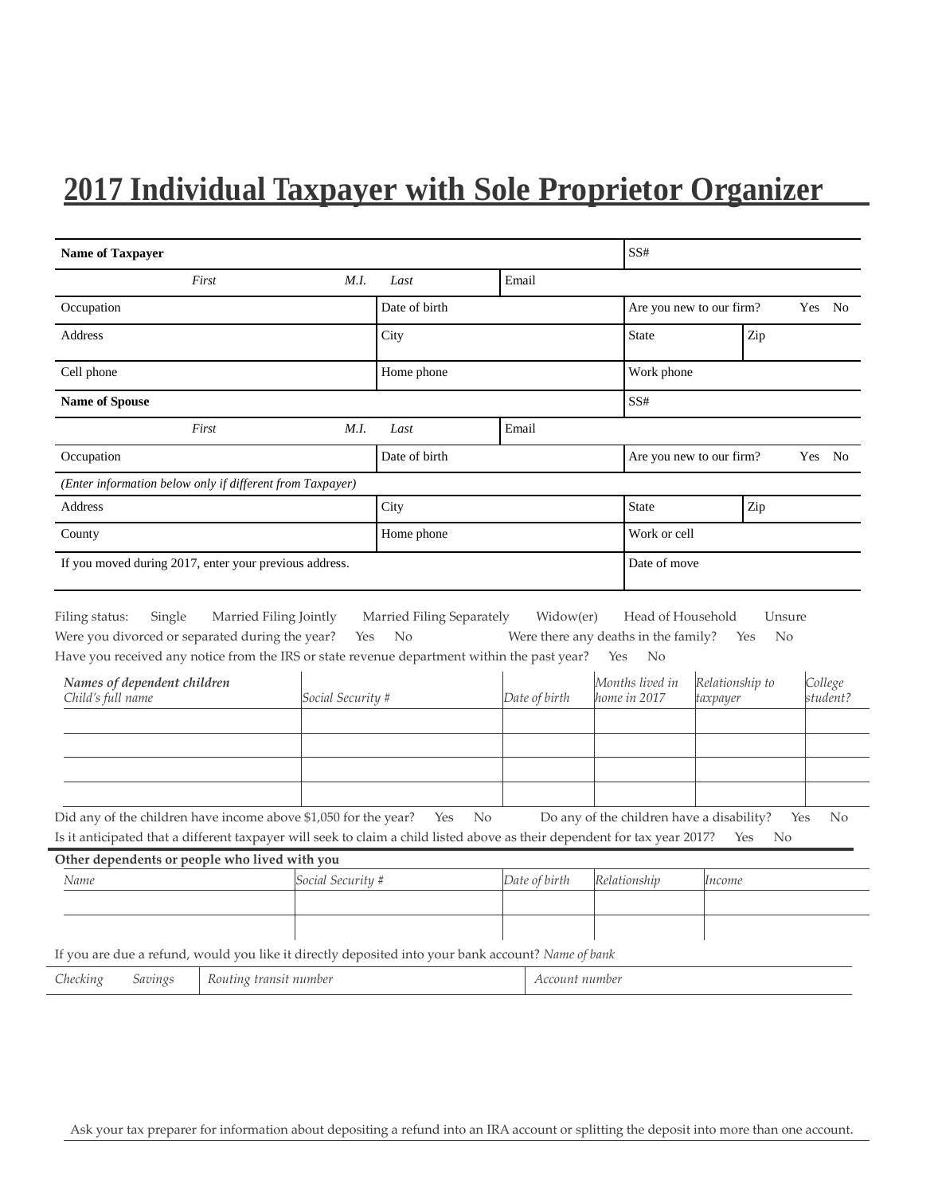# 2017 Individual Taxpayer with Sole Proprietor Organizer

| **Name of Taxpayer** | | | SS# | |
|---|---|---|---|---|
| *First* *M.I.* | *Last* | Email | | |
| Occupation | Date of birth | | Are you new to our firm? Yes No | |
| Address | City | | State | Zip |
| Cell phone | Home phone | | Work phone | |
| **Name of Spouse** | | | SS# | |
| *First* *M.I.* | *Last* | Email | | |
| Occupation | Date of birth | | Are you new to our firm? Yes No | |
| *(Enter information below only if different from Taxpayer)* | | | | |
| Address | City | | State | Zip |
| County | Home phone | | Work or cell | |
| If you moved during 2017, enter your previous address. | | | Date of move | |

Filing status: Single Married Filing Jointly Married Filing Separately Widow(er) Head of Household Unsure

Were you divorced or separated during the year? Yes No Were there any deaths in the family? Yes No

Have you received any notice from the IRS or state revenue department within the past year? Yes No

| ***Names of dependent children*** *Child's full name* | *Social Security #* | *Date of birth* | *Months lived in home in 2017* | *Relationship to taxpayer* | *College student?* |
|---|---|---|---|---|---|
| | | | | | |
| | | | | | |
| | | | | | |
| | | | | | |

Did any of the children have income above $1,050 for the year? Yes No Do any of the children have a disability? Yes No

Is it anticipated that a different taxpayer will seek to claim a child listed above as their dependent for tax year 2017? Yes No

**Other dependents or people who lived with you**

| *Name* | *Social Security #* | *Date of birth* | *Relationship* | *Income* |
|---|---|---|---|---|
| | | | | |
| | | | | |

If you are due a refund, would you like it directly deposited into your bank account? *Name of bank*

| *Checking* *Savings* | *Routing transit number* | *Account number* |
|---|---|---|

Ask your tax preparer for information about depositing a refund into an IRA account or splitting the deposit into more than one account.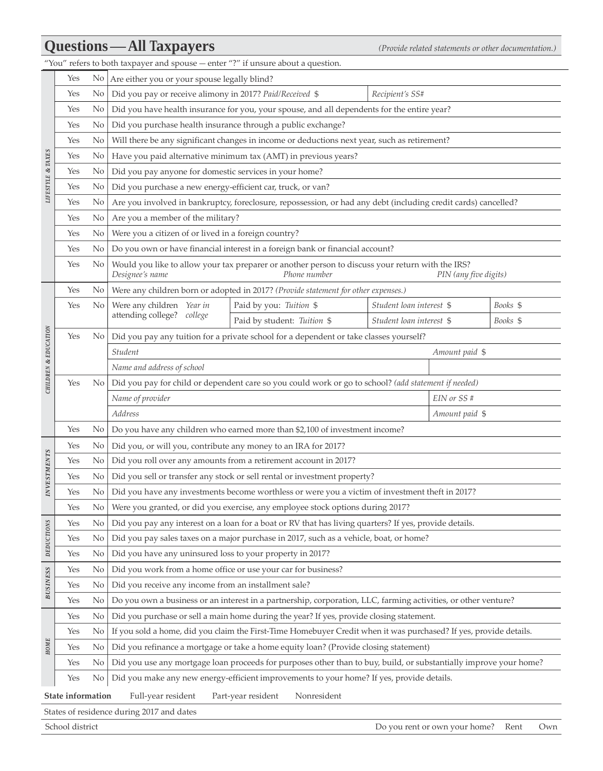## Questions — All Taxpayers

*(Provide related statements or other documentation.)*

"You" refers to both taxpayer and spouse — enter "?" if unsure about a question.

| Section | Yes | No | Question | | | |
|---|---|---|---|---|---|---|
| *LIFESTYLE & TAXES* | Yes | No | Are either you or your spouse legally blind? | | | |
| | Yes | No | Did you pay or receive alimony in 2017? *Paid/Received* $ | *Recipient's SS#* | | |
| | Yes | No | Did you have health insurance for you, your spouse, and all dependents for the entire year? | | | |
| | Yes | No | Did you purchase health insurance through a public exchange? | | | |
| | Yes | No | Will there be any significant changes in income or deductions next year, such as retirement? | | | |
| | Yes | No | Have you paid alternative minimum tax (AMT) in previous years? | | | |
| | Yes | No | Did you pay anyone for domestic services in your home? | | | |
| | Yes | No | Did you purchase a new energy-efficient car, truck, or van? | | | |
| | Yes | No | Are you involved in bankruptcy, foreclosure, repossession, or had any debt (including credit cards) cancelled? | | | |
| | Yes | No | Are you a member of the military? | | | |
| | Yes | No | Were you a citizen of or lived in a foreign country? | | | |
| | Yes | No | Do you own or have financial interest in a foreign bank or financial account? | | | |
| | Yes | No | Would you like to allow your tax preparer or another person to discuss your return with the IRS? *Designee's name* | *Phone number* | *PIN (any five digits)* | |
| *CHILDREN & EDUCATION* | Yes | No | Were any children born or adopted in 2017? *(Provide statement for other expenses.)* | | | |
| | Yes | No | Were any children attending college? *Year in college* | Paid by you: *Tuition* $ | *Student loan interest* $ | *Books* $ |
| | | | | Paid by student: *Tuition* $ | *Student loan interest* $ | *Books* $ |
| | Yes | No | Did you pay any tuition for a private school for a dependent or take classes yourself? | | | |
| | | | *Student* | | *Amount paid* $ | |
| | | | *Name and address of school* | | | |
| | Yes | No | Did you pay for child or dependent care so you could work or go to school? *(add statement if needed)* | | | |
| | | | *Name of provider* | | *EIN or SS #* | |
| | | | *Address* | | *Amount paid* $ | |
| | Yes | No | Do you have any children who earned more than $2,100 of investment income? | | | |
| *INVESTMENTS* | Yes | No | Did you, or will you, contribute any money to an IRA for 2017? | | | |
| | Yes | No | Did you roll over any amounts from a retirement account in 2017? | | | |
| | Yes | No | Did you sell or transfer any stock or sell rental or investment property? | | | |
| | Yes | No | Did you have any investments become worthless or were you a victim of investment theft in 2017? | | | |
| | Yes | No | Were you granted, or did you exercise, any employee stock options during 2017? | | | |
| *DEDUCTIONS* | Yes | No | Did you pay any interest on a loan for a boat or RV that has living quarters? If yes, provide details. | | | |
| | Yes | No | Did you pay sales taxes on a major purchase in 2017, such as a vehicle, boat, or home? | | | |
| | Yes | No | Did you have any uninsured loss to your property in 2017? | | | |
| *BUSINESS* | Yes | No | Did you work from a home office or use your car for business? | | | |
| | Yes | No | Did you receive any income from an installment sale? | | | |
| | Yes | No | Do you own a business or an interest in a partnership, corporation, LLC, farming activities, or other venture? | | | |
| *HOME* | Yes | No | Did you purchase or sell a main home during the year? If yes, provide closing statement. | | | |
| | Yes | No | If you sold a home, did you claim the First-Time Homebuyer Credit when it was purchased? If yes, provide details. | | | |
| | Yes | No | Did you refinance a mortgage or take a home equity loan? (Provide closing statement) | | | |
| | Yes | No | Did you use any mortgage loan proceeds for purposes other than to buy, build, or substantially improve your home? | | | |
| | Yes | No | Did you make any new energy-efficient improvements to your home? If yes, provide details. | | | |

**State information** Full-year resident Part-year resident Nonresident

States of residence during 2017 and dates

School district Do you rent or own your home? Rent Own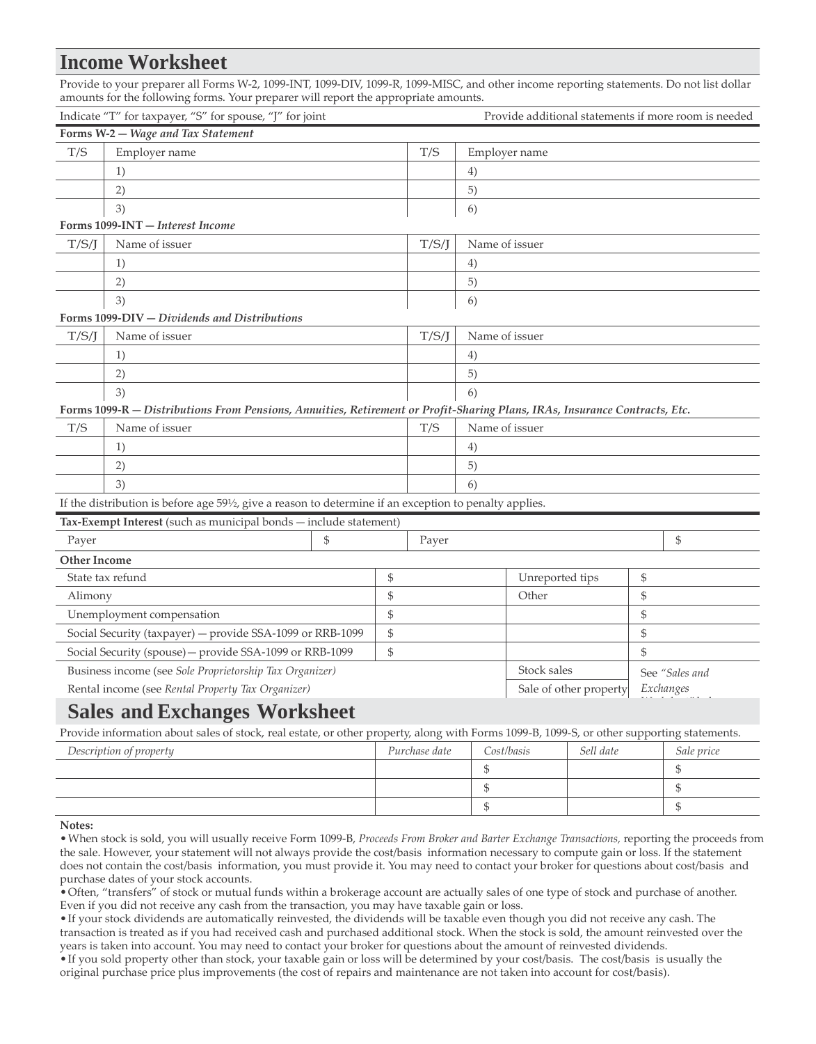# Income Worksheet

Provide to your preparer all Forms W-2, 1099-INT, 1099-DIV, 1099-R, 1099-MISC, and other income reporting statements. Do not list dollar amounts for the following forms. Your preparer will report the appropriate amounts.

Indicate "T" for taxpayer, "S" for spouse, "J" for joint — Provide additional statements if more room is needed

**Forms W-2 —** ***Wage and Tax Statement***

| T/S | Employer name | T/S | Employer name |
|---|---|---|---|
| | 1) | | 4) |
| | 2) | | 5) |
| | 3) | | 6) |

**Forms 1099-INT —** ***Interest Income***

| T/S/J | Name of issuer | T/S/J | Name of issuer |
|---|---|---|---|
| | 1) | | 4) |
| | 2) | | 5) |
| | 3) | | 6) |

**Forms 1099-DIV —** ***Dividends and Distributions***

| T/S/J | Name of issuer | T/S/J | Name of issuer |
|---|---|---|---|
| | 1) | | 4) |
| | 2) | | 5) |
| | 3) | | 6) |

**Forms 1099-R —** ***Distributions From Pensions, Annuities, Retirement or Profit-Sharing Plans, IRAs, Insurance Contracts, Etc.***

| T/S | Name of issuer | T/S | Name of issuer |
|---|---|---|---|
| | 1) | | 4) |
| | 2) | | 5) |
| | 3) | | 6) |

If the distribution is before age 59½, give a reason to determine if an exception to penalty applies.

**Tax-Exempt Interest** (such as municipal bonds — include statement)

| Payer | $ | Payer | $ |
|---|---|---|---|

**Other Income**

| | | | |
|---|---|---|---|
| State tax refund | $ | Unreported tips | $ |
| Alimony | $ | Other | $ |
| Unemployment compensation | $ | | $ |
| Social Security (taxpayer) — provide SSA-1099 or RRB-1099 | $ | | $ |
| Social Security (spouse) — provide SSA-1099 or RRB-1099 | $ | | $ |
| Business income (see *Sole Proprietorship Tax Organizer)* | | Stock sales | See *"Sales and Exchanges* |
| Rental income (see *Rental Property Tax Organizer)* | | Sale of other property | |

## Sales and Exchanges Worksheet

Provide information about sales of stock, real estate, or other property, along with Forms 1099-B, 1099-S, or other supporting statements.

| *Description of property* | *Purchase date* | *Cost/basis* | *Sell date* | *Sale price* |
|---|---|---|---|---|
| | | $ | | $ |
| | | $ | | $ |
| | | $ | | $ |

**Notes:**

- When stock is sold, you will usually receive Form 1099-B, *Proceeds From Broker and Barter Exchange Transactions,* reporting the proceeds from the sale. However, your statement will not always provide the cost/basis information necessary to compute gain or loss. If the statement does not contain the cost/basis information, you must provide it. You may need to contact your broker for questions about cost/basis and purchase dates of your stock accounts.
- Often, "transfers" of stock or mutual funds within a brokerage account are actually sales of one type of stock and purchase of another. Even if you did not receive any cash from the transaction, you may have taxable gain or loss.
- If your stock dividends are automatically reinvested, the dividends will be taxable even though you did not receive any cash. The transaction is treated as if you had received cash and purchased additional stock. When the stock is sold, the amount reinvested over the years is taken into account. You may need to contact your broker for questions about the amount of reinvested dividends.
- If you sold property other than stock, your taxable gain or loss will be determined by your cost/basis. The cost/basis is usually the original purchase price plus improvements (the cost of repairs and maintenance are not taken into account for cost/basis).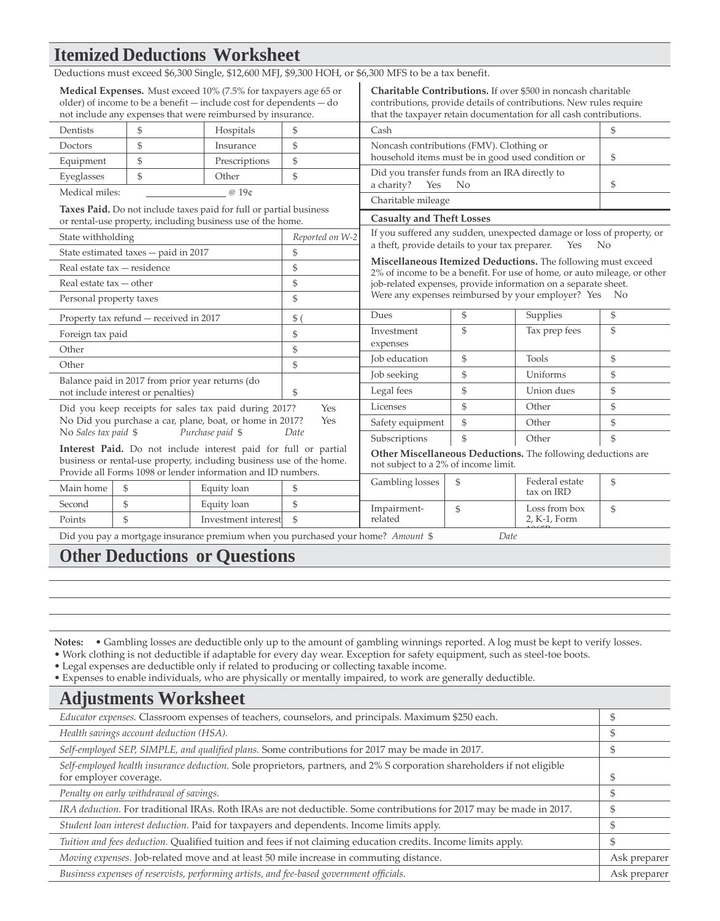# Itemized Deductions Worksheet

Deductions must exceed $6,300 Single, $12,600 MFJ, $9,300 HOH, or $6,300 MFS to be a tax benefit.

**Medical Expenses.** Must exceed 10% (7.5% for taxpayers age 65 or older) of income to be a benefit — include cost for dependents — do not include any expenses that were reimbursed by insurance.

| | | | |
|---|---|---|---|
| Dentists | $ | Hospitals | $ |
| Doctors | $ | Insurance | $ |
| Equipment | $ | Prescriptions | $ |
| Eyeglasses | $ | Other | $ |
| Medical miles: | @ 19¢ | | |

**Taxes Paid.** Do not include taxes paid for full or partial business or rental-use property, including business use of the home.

| | |
|---|---|
| State withholding | *Reported on W-2* |
| State estimated taxes — paid in 2017 | $ |
| Real estate tax — residence | $ |
| Real estate tax — other | $ |
| Personal property taxes | $ |
| Property tax refund — received in 2017 | $ ( |
| Foreign tax paid | $ |
| Other | $ |
| Other | $ |
| Balance paid in 2017 from prior year returns (do not include interest or penalties) | $ |

Did you keep receipts for sales tax paid during 2017? Yes No Did you purchase a car, plane, boat, or home in 2017? Yes No *Sales tax paid* $ *Purchase paid* $ *Date*

**Interest Paid.** Do not include interest paid for full or partial business or rental-use property, including business use of the home. Provide all Forms 1098 or lender information and ID numbers.

| | | | |
|---|---|---|---|
| Main home | $ | Equity loan | $ |
| Second | $ | Equity loan | $ |
| Points | $ | Investment interest | $ |

Did you pay a mortgage insurance premium when you purchased your home? *Amount* $ *Date*

**Charitable Contributions.** If over $500 in noncash charitable contributions, provide details of contributions. New rules require that the taxpayer retain documentation for all cash contributions.

| | |
|---|---|
| Cash | $ |
| Noncash contributions (FMV). Clothing or household items must be in good used condition or | $ |
| Did you transfer funds from an IRA directly to a charity? Yes No | $ |
| Charitable mileage | |

**Casualty and Theft Losses**

If you suffered any sudden, unexpected damage or loss of property, or a theft, provide details to your tax preparer. Yes No

**Miscellaneous Itemized Deductions.** The following must exceed 2% of income to be a benefit. For use of home, or auto mileage, or other job-related expenses, provide information on a separate sheet. Were any expenses reimbursed by your employer? Yes No

| | | | |
|---|---|---|---|
| Dues | $ | Supplies | $ |
| Investment expenses | $ | Tax prep fees | $ |
| Job education | $ | Tools | $ |
| Job seeking | $ | Uniforms | $ |
| Legal fees | $ | Union dues | $ |
| Licenses | $ | Other | $ |
| Safety equipment | $ | Other | $ |
| Subscriptions | $ | Other | $ |

**Other Miscellaneous Deductions.** The following deductions are not subject to a 2% of income limit.

| | | | |
|---|---|---|---|
| Gambling losses | $ | Federal estate tax on IRD | $ |
| Impairment-related | $ | Loss from box 2, K-1, Form 1065B | $ |

## Other Deductions or Questions

**Notes:**
- Gambling losses are deductible only up to the amount of gambling winnings reported. A log must be kept to verify losses.
- Work clothing is not deductible if adaptable for every day wear. Exception for safety equipment, such as steel-toe boots.
- Legal expenses are deductible only if related to producing or collecting taxable income.
- Expenses to enable individuals, who are physically or mentally impaired, to work are generally deductible.

# Adjustments Worksheet

| | |
|---|---|
| *Educator expenses.* Classroom expenses of teachers, counselors, and principals. Maximum $250 each. | $ |
| *Health savings account deduction (HSA).* | $ |
| *Self-employed SEP, SIMPLE, and qualified plans.* Some contributions for 2017 may be made in 2017. | $ |
| *Self-employed health insurance deduction.* Sole proprietors, partners, and 2% S corporation shareholders if not eligible for employer coverage. | $ |
| *Penalty on early withdrawal of savings.* | $ |
| *IRA deduction.* For traditional IRAs. Roth IRAs are not deductible. Some contributions for 2017 may be made in 2017. | $ |
| *Student loan interest deduction.* Paid for taxpayers and dependents. Income limits apply. | $ |
| *Tuition and fees deduction.* Qualified tuition and fees if not claiming education credits. Income limits apply. | $ |
| *Moving expenses.* Job-related move and at least 50 mile increase in commuting distance. | Ask preparer |
| *Business expenses of reservists, performing artists, and fee-based government officials.* | Ask preparer |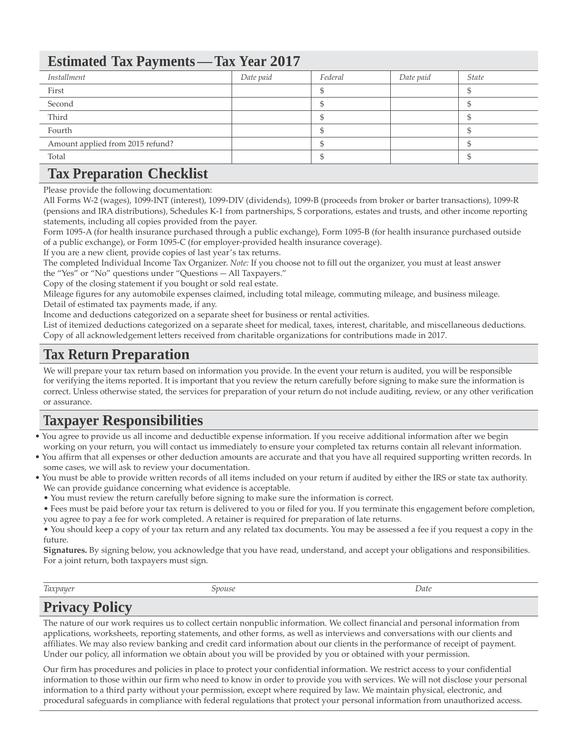## Estimated Tax Payments — Tax Year 2017

| *Installment* | *Date paid* | *Federal* | *Date paid* | *State* |
|---|---|---|---|---|
| First | | $ | | $ |
| Second | | $ | | $ |
| Third | | $ | | $ |
| Fourth | | $ | | $ |
| Amount applied from 2015 refund? | | $ | | $ |
| Total | | $ | | $ |

## Tax Preparation Checklist

Please provide the following documentation:

All Forms W-2 (wages), 1099-INT (interest), 1099-DIV (dividends), 1099-B (proceeds from broker or barter transactions), 1099-R (pensions and IRA distributions), Schedules K-1 from partnerships, S corporations, estates and trusts, and other income reporting statements, including all copies provided from the payer.

Form 1095-A (for health insurance purchased through a public exchange), Form 1095-B (for health insurance purchased outside of a public exchange), or Form 1095-C (for employer-provided health insurance coverage).

If you are a new client, provide copies of last year's tax returns.

The completed Individual Income Tax Organizer. *Note:* If you choose not to fill out the organizer, you must at least answer the "Yes" or "No" questions under "Questions — All Taxpayers."

Copy of the closing statement if you bought or sold real estate.

Mileage figures for any automobile expenses claimed, including total mileage, commuting mileage, and business mileage.

Detail of estimated tax payments made, if any.

Income and deductions categorized on a separate sheet for business or rental activities.

List of itemized deductions categorized on a separate sheet for medical, taxes, interest, charitable, and miscellaneous deductions.

Copy of all acknowledgement letters received from charitable organizations for contributions made in 2017.

## Tax Return Preparation

We will prepare your tax return based on information you provide. In the event your return is audited, you will be responsible for verifying the items reported. It is important that you review the return carefully before signing to make sure the information is correct. Unless otherwise stated, the services for preparation of your return do not include auditing, review, or any other verification or assurance.

## Taxpayer Responsibilities

- You agree to provide us all income and deductible expense information. If you receive additional information after we begin working on your return, you will contact us immediately to ensure your completed tax returns contain all relevant information.
- You affirm that all expenses or other deduction amounts are accurate and that you have all required supporting written records. In some cases, we will ask to review your documentation.
- You must be able to provide written records of all items included on your return if audited by either the IRS or state tax authority. We can provide guidance concerning what evidence is acceptable.
- You must review the return carefully before signing to make sure the information is correct.
- Fees must be paid before your tax return is delivered to you or filed for you. If you terminate this engagement before completion, you agree to pay a fee for work completed. A retainer is required for preparation of late returns.
- You should keep a copy of your tax return and any related tax documents. You may be assessed a fee if you request a copy in the future.

**Signatures.** By signing below, you acknowledge that you have read, understand, and accept your obligations and responsibilities. For a joint return, both taxpayers must sign.

| *Taxpayer* | *Spouse* | *Date* |
|---|---|---|

## Privacy Policy

The nature of our work requires us to collect certain nonpublic information. We collect financial and personal information from applications, worksheets, reporting statements, and other forms, as well as interviews and conversations with our clients and affiliates. We may also review banking and credit card information about our clients in the performance of receipt of payment. Under our policy, all information we obtain about you will be provided by you or obtained with your permission.

Our firm has procedures and policies in place to protect your confidential information. We restrict access to your confidential information to those within our firm who need to know in order to provide you with services. We will not disclose your personal information to a third party without your permission, except where required by law. We maintain physical, electronic, and procedural safeguards in compliance with federal regulations that protect your personal information from unauthorized access.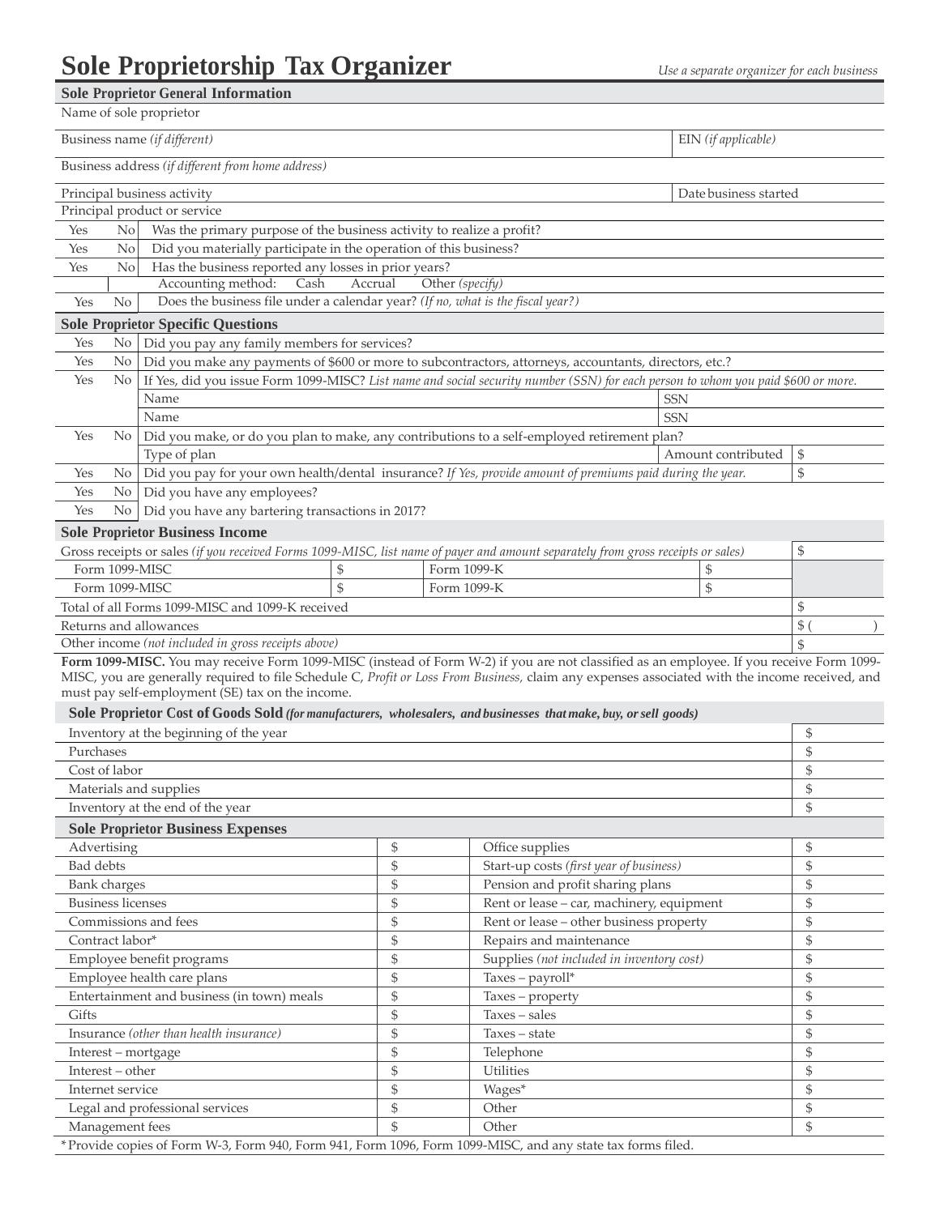# Sole Proprietorship Tax Organizer

*Use a separate organizer for each business*

## Sole Proprietor General Information

| | |
|---|---|
| Name of sole proprietor | |
| Business name *(if different)* | EIN *(if applicable)* |
| Business address *(if different from home address)* | |
| Principal business activity | Date business started |
| Principal product or service | |

| | | |
|---|---|---|
| Yes | No | Was the primary purpose of the business activity to realize a profit? |
| Yes | No | Did you materially participate in the operation of this business? |
| Yes | No | Has the business reported any losses in prior years? |
| | | Accounting method: Cash Accrual Other *(specify)* |
| Yes | No | Does the business file under a calendar year? *(If no, what is the fiscal year?)* |

## Sole Proprietor Specific Questions

| | | | | |
|---|---|---|---|---|
| Yes | No | Did you pay any family members for services? | | |
| Yes | No | Did you make any payments of $600 or more to subcontractors, attorneys, accountants, directors, etc.? | | |
| Yes | No | If Yes, did you issue Form 1099-MISC? *List name and social security number (SSN) for each person to whom you paid $600 or more.* | | |
| | | Name | SSN | |
| | | Name | SSN | |
| Yes | No | Did you make, or do you plan to make, any contributions to a self-employed retirement plan? | | |
| | | Type of plan | Amount contributed | $ |
| Yes | No | Did you pay for your own health/dental insurance? *If Yes, provide amount of premiums paid during the year.* | | $ |
| Yes | No | Did you have any employees? | | |
| Yes | No | Did you have any bartering transactions in 2017? | | |

## Sole Proprietor Business Income

| | | | | |
|---|---|---|---|---|
| Gross receipts or sales *(if you received Forms 1099-MISC, list name of payer and amount separately from gross receipts or sales)* | | | | $ |
| Form 1099-MISC | $ | Form 1099-K | $ | |
| Form 1099-MISC | $ | Form 1099-K | $ | |
| Total of all Forms 1099-MISC and 1099-K received | | | | $ |
| Returns and allowances | | | | $ ( ) |
| Other income *(not included in gross receipts above)* | | | | $ |

**Form 1099-MISC.** You may receive Form 1099-MISC (instead of Form W-2) if you are not classified as an employee. If you receive Form 1099-MISC, you are generally required to file Schedule C, *Profit or Loss From Business,* claim any expenses associated with the income received, and must pay self-employment (SE) tax on the income.

## Sole Proprietor Cost of Goods Sold *(for manufacturers, wholesalers, and businesses that make, buy, or sell goods)*

| | |
|---|---|
| Inventory at the beginning of the year | $ |
| Purchases | $ |
| Cost of labor | $ |
| Materials and supplies | $ |
| Inventory at the end of the year | $ |

## Sole Proprietor Business Expenses

| | | | |
|---|---|---|---|
| Advertising | $ | Office supplies | $ |
| Bad debts | $ | Start-up costs *(first year of business)* | $ |
| Bank charges | $ | Pension and profit sharing plans | $ |
| Business licenses | $ | Rent or lease – car, machinery, equipment | $ |
| Commissions and fees | $ | Rent or lease – other business property | $ |
| Contract labor* | $ | Repairs and maintenance | $ |
| Employee benefit programs | $ | Supplies *(not included in inventory cost)* | $ |
| Employee health care plans | $ | Taxes – payroll* | $ |
| Entertainment and business (in town) meals | $ | Taxes – property | $ |
| Gifts | $ | Taxes – sales | $ |
| Insurance *(other than health insurance)* | $ | Taxes – state | $ |
| Interest – mortgage | $ | Telephone | $ |
| Interest – other | $ | Utilities | $ |
| Internet service | $ | Wages* | $ |
| Legal and professional services | $ | Other | $ |
| Management fees | $ | Other | $ |

*Provide copies of Form W-3, Form 940, Form 941, Form 1096, Form 1099-MISC, and any state tax forms filed.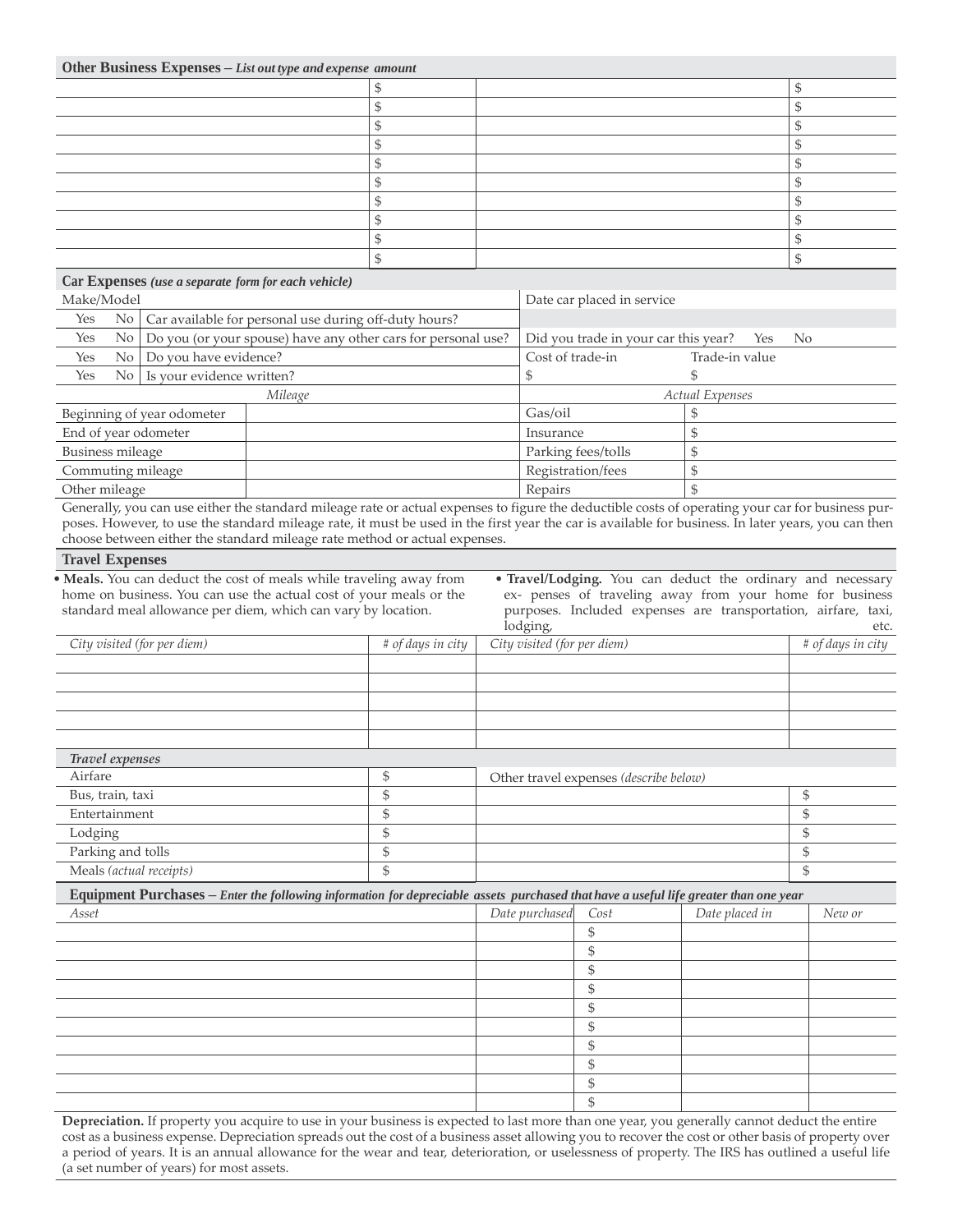## Other Business Expenses – *List out type and expense amount*

| | | | |
|---|---|---|---|
| | $ | | $ |
| | $ | | $ |
| | $ | | $ |
| | $ | | $ |
| | $ | | $ |
| | $ | | $ |
| | $ | | $ |
| | $ | | $ |
| | $ | | $ |
| | $ | | $ |

## Car Expenses *(use a separate form for each vehicle)*

| | | | | |
|---|---|---|---|---|
| Make/Model | | | Date car placed in service | |
| Yes | No | Car available for personal use during off-duty hours? | | |
| Yes | No | Do you (or your spouse) have any other cars for personal use? | Did you trade in your car this year? Yes No | |
| Yes | No | Do you have evidence? | Cost of trade-in | Trade-in value |
| Yes | No | Is your evidence written? | $ | $ |

| *Mileage* | | *Actual Expenses* | |
|---|---|---|---|
| Beginning of year odometer | | Gas/oil | $ |
| End of year odometer | | Insurance | $ |
| Business mileage | | Parking fees/tolls | $ |
| Commuting mileage | | Registration/fees | $ |
| Other mileage | | Repairs | $ |

Generally, you can use either the standard mileage rate or actual expenses to figure the deductible costs of operating your car for business purposes. However, to use the standard mileage rate, it must be used in the first year the car is available for business. In later years, you can then choose between either the standard mileage rate method or actual expenses.

## Travel Expenses

- **Meals.** You can deduct the cost of meals while traveling away from home on business. You can use the actual cost of your meals or the standard meal allowance per diem, which can vary by location.
- **Travel/Lodging.** You can deduct the ordinary and necessary ex- penses of traveling away from your home for business purposes. Included expenses are transportation, airfare, taxi, lodging, etc.

| *City visited (for per diem)* | *# of days in city* | *City visited (for per diem)* | *# of days in city* |
|---|---|---|---|
| | | | |
| | | | |
| | | | |
| | | | |
| | | | |

| *Travel expenses* | | | |
|---|---|---|---|
| Airfare | $ | Other travel expenses *(describe below)* | |
| Bus, train, taxi | $ | | $ |
| Entertainment | $ | | $ |
| Lodging | $ | | $ |
| Parking and tolls | $ | | $ |
| Meals *(actual receipts)* | $ | | $ |

## Equipment Purchases – *Enter the following information for depreciable assets purchased that have a useful life greater than one year*

| *Asset* | *Date purchased* | *Cost* | *Date placed in* | *New or* |
|---|---|---|---|---|
| | | $ | | |
| | | $ | | |
| | | $ | | |
| | | $ | | |
| | | $ | | |
| | | $ | | |
| | | $ | | |
| | | $ | | |
| | | $ | | |
| | | $ | | |

**Depreciation.** If property you acquire to use in your business is expected to last more than one year, you generally cannot deduct the entire cost as a business expense. Depreciation spreads out the cost of a business asset allowing you to recover the cost or other basis of property over a period of years. It is an annual allowance for the wear and tear, deterioration, or uselessness of property. The IRS has outlined a useful life (a set number of years) for most assets.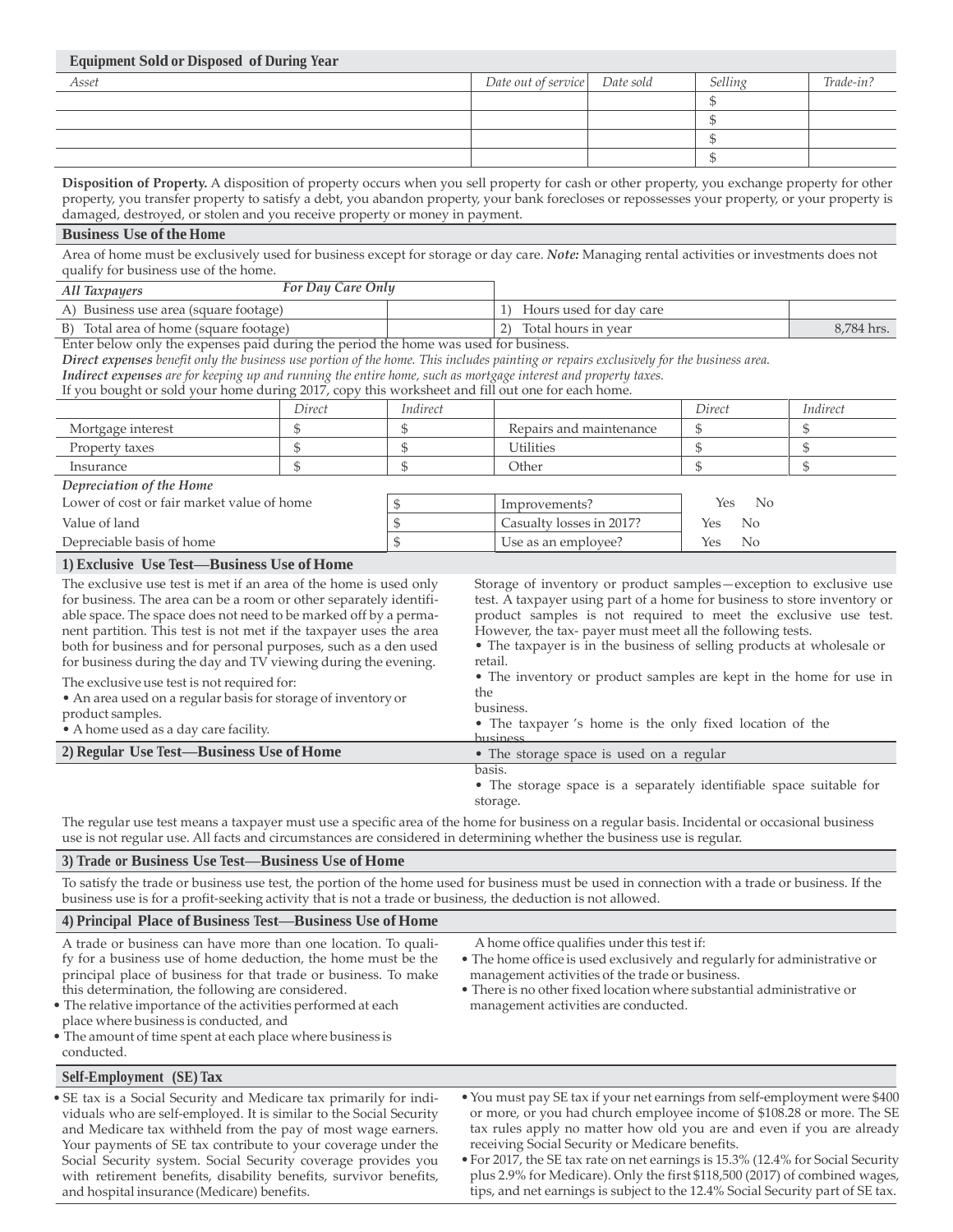## Equipment Sold or Disposed of During Year

| *Asset* | *Date out of service* | *Date sold* | *Selling* | *Trade-in?* |
|---|---|---|---|---|
| | | | $ | |
| | | | $ | |
| | | | $ | |
| | | | $ | |

**Disposition of Property.** A disposition of property occurs when you sell property for cash or other property, you exchange property for other property, you transfer property to satisfy a debt, you abandon property, your bank forecloses or repossesses your property, or your property is damaged, destroyed, or stolen and you receive property or money in payment.

## Business Use of the Home

Area of home must be exclusively used for business except for storage or day care. ***Note:*** Managing rental activities or investments does not qualify for business use of the home.

| *All Taxpayers* | | *For Day Care Only* | |
|---|---|---|---|
| A) Business use area (square footage) | | 1) Hours used for day care | |
| B) Total area of home (square footage) | | 2) Total hours in year | 8,784 hrs. |

Enter below only the expenses paid during the period the home was used for business.
***Direct expenses*** *benefit only the business use portion of the home. This includes painting or repairs exclusively for the business area.*
***Indirect expenses*** *are for keeping up and running the entire home, such as mortgage interest and property taxes.*
If you bought or sold your home during 2017, copy this worksheet and fill out one for each home.

| | *Direct* | *Indirect* | | *Direct* | *Indirect* |
|---|---|---|---|---|---|
| Mortgage interest | $ | $ | Repairs and maintenance | $ | $ |
| Property taxes | $ | $ | Utilities | $ | $ |
| Insurance | $ | $ | Other | $ | $ |

*Depreciation of the Home*

| | | | |
|---|---|---|---|
| Lower of cost or fair market value of home | $ | Improvements? | Yes No |
| Value of land | $ | Casualty losses in 2017? | Yes No |
| Depreciable basis of home | $ | Use as an employee? | Yes No |

### 1) Exclusive Use Test—Business Use of Home

The exclusive use test is met if an area of the home is used only for business. The area can be a room or other separately identifiable space. The space does not need to be marked off by a permanent partition. This test is not met if the taxpayer uses the area both for business and for personal purposes, such as a den used for business during the day and TV viewing during the evening.

The exclusive use test is not required for:

- An area used on a regular basis for storage of inventory or product samples.
- A home used as a day care facility.

Storage of inventory or product samples—exception to exclusive use test. A taxpayer using part of a home for business to store inventory or product samples is not required to meet the exclusive use test. However, the tax- payer must meet all the following tests.

- The taxpayer is in the business of selling products at wholesale or retail.
- The inventory or product samples are kept in the home for use in the business.
- The taxpayer 's home is the only fixed location of the business.
- The storage space is used on a regular basis.
- The storage space is a separately identifiable space suitable for storage.

### 2) Regular Use Test—Business Use of Home

The regular use test means a taxpayer must use a specific area of the home for business on a regular basis. Incidental or occasional business use is not regular use. All facts and circumstances are considered in determining whether the business use is regular.

### 3) Trade or Business Use Test—Business Use of Home

To satisfy the trade or business use test, the portion of the home used for business must be used in connection with a trade or business. If the business use is for a profit-seeking activity that is not a trade or business, the deduction is not allowed.

### 4) Principal Place of Business Test—Business Use of Home

A trade or business can have more than one location. To qualify for a business use of home deduction, the home must be the principal place of business for that trade or business. To make this determination, the following are considered.

- The relative importance of the activities performed at each place where business is conducted, and
- The amount of time spent at each place where business is conducted.

A home office qualifies under this test if:

- The home office is used exclusively and regularly for administrative or management activities of the trade or business.
- There is no other fixed location where substantial administrative or management activities are conducted.

## Self-Employment (SE) Tax

- SE tax is a Social Security and Medicare tax primarily for individuals who are self-employed. It is similar to the Social Security and Medicare tax withheld from the pay of most wage earners. Your payments of SE tax contribute to your coverage under the Social Security system. Social Security coverage provides you with retirement benefits, disability benefits, survivor benefits, and hospital insurance (Medicare) benefits.
- You must pay SE tax if your net earnings from self-employment were $400 or more, or you had church employee income of $108.28 or more. The SE tax rules apply no matter how old you are and even if you are already receiving Social Security or Medicare benefits.
- For 2017, the SE tax rate on net earnings is 15.3% (12.4% for Social Security plus 2.9% for Medicare). Only the first $118,500 (2017) of combined wages, tips, and net earnings is subject to the 12.4% Social Security part of SE tax.